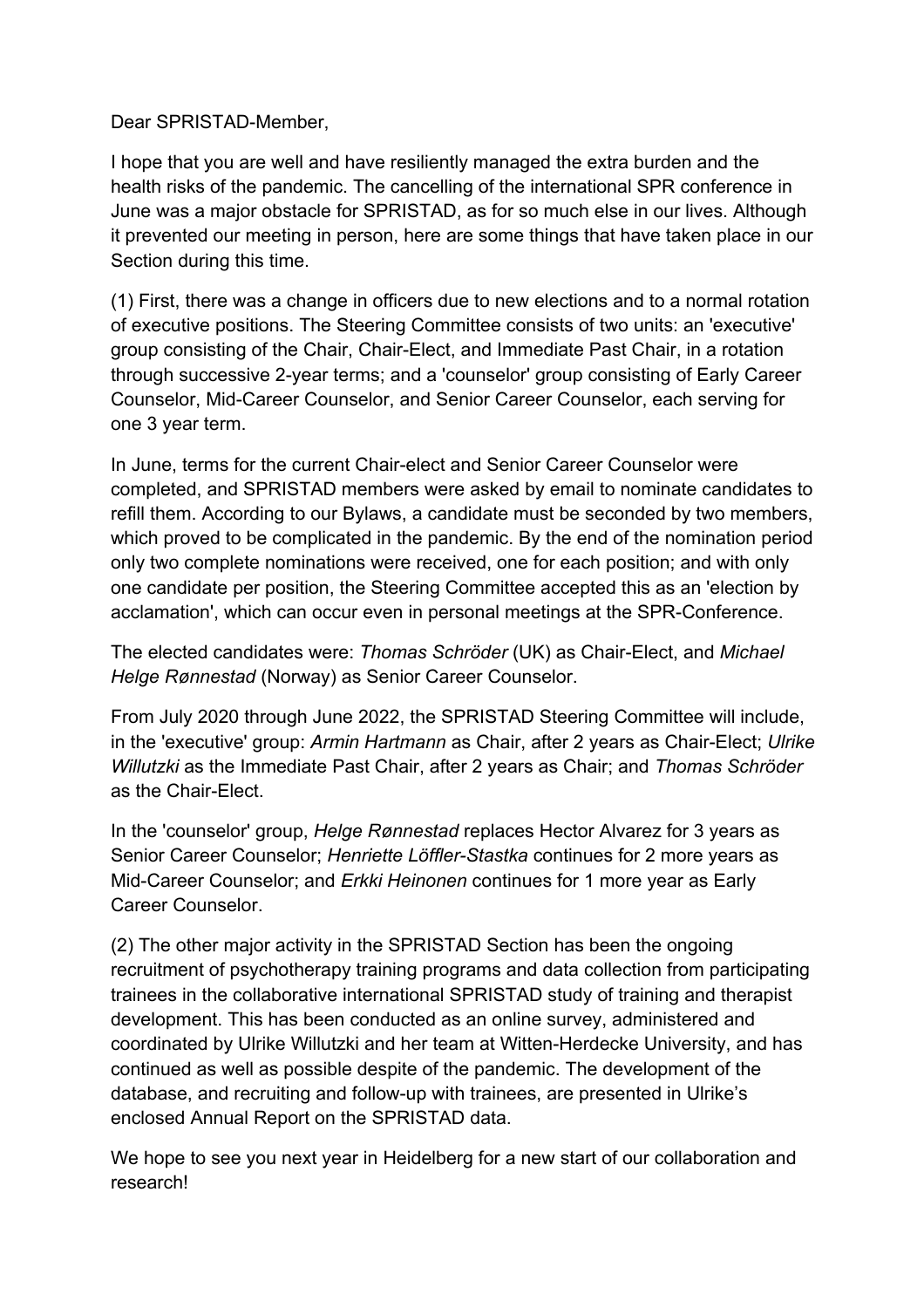Dear SPRISTAD-Member,

I hope that you are well and have resiliently managed the extra burden and the health risks of the pandemic. The cancelling of the international SPR conference in June was a major obstacle for SPRISTAD, as for so much else in our lives. Although it prevented our meeting in person, here are some things that have taken place in our Section during this time.

(1) First, there was a change in officers due to new elections and to a normal rotation of executive positions. The Steering Committee consists of two units: an 'executive' group consisting of the Chair, Chair-Elect, and Immediate Past Chair, in a rotation through successive 2-year terms; and a 'counselor' group consisting of Early Career Counselor, Mid-Career Counselor, and Senior Career Counselor, each serving for one 3 year term.

In June, terms for the current Chair-elect and Senior Career Counselor were completed, and SPRISTAD members were asked by email to nominate candidates to refill them. According to our Bylaws, a candidate must be seconded by two members, which proved to be complicated in the pandemic. By the end of the nomination period only two complete nominations were received, one for each position; and with only one candidate per position, the Steering Committee accepted this as an 'election by acclamation', which can occur even in personal meetings at the SPR-Conference.

The elected candidates were: *Thomas Schröder* (UK) as Chair-Elect, and *Michael Helge Rønnestad* (Norway) as Senior Career Counselor.

From July 2020 through June 2022, the SPRISTAD Steering Committee will include, in the 'executive' group: *Armin Hartmann* as Chair, after 2 years as Chair-Elect; *Ulrike Willutzki* as the Immediate Past Chair, after 2 years as Chair; and *Thomas Schröder* as the Chair-Elect.

In the 'counselor' group, *Helge Rønnestad* replaces Hector Alvarez for 3 years as Senior Career Counselor; *Henriette Löffler-Stastka* continues for 2 more years as Mid-Career Counselor; and *Erkki Heinonen* continues for 1 more year as Early Career Counselor.

(2) The other major activity in the SPRISTAD Section has been the ongoing recruitment of psychotherapy training programs and data collection from participating trainees in the collaborative international SPRISTAD study of training and therapist development. This has been conducted as an online survey, administered and coordinated by Ulrike Willutzki and her team at Witten-Herdecke University, and has continued as well as possible despite of the pandemic. The development of the database, and recruiting and follow-up with trainees, are presented in Ulrike's enclosed Annual Report on the SPRISTAD data.

We hope to see you next year in Heidelberg for a new start of our collaboration and research!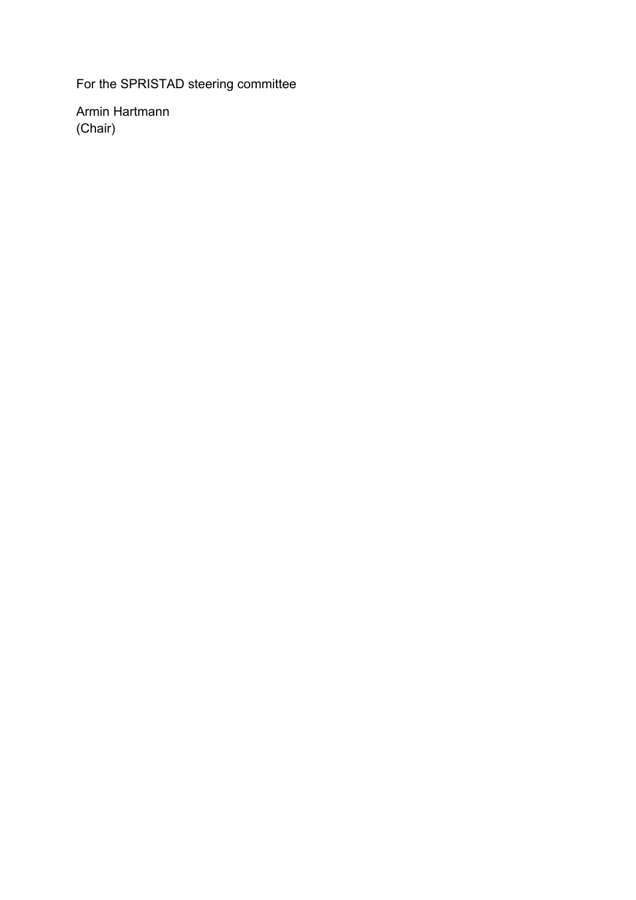For the SPRISTAD steering committee

Armin Hartmann
(Chair)